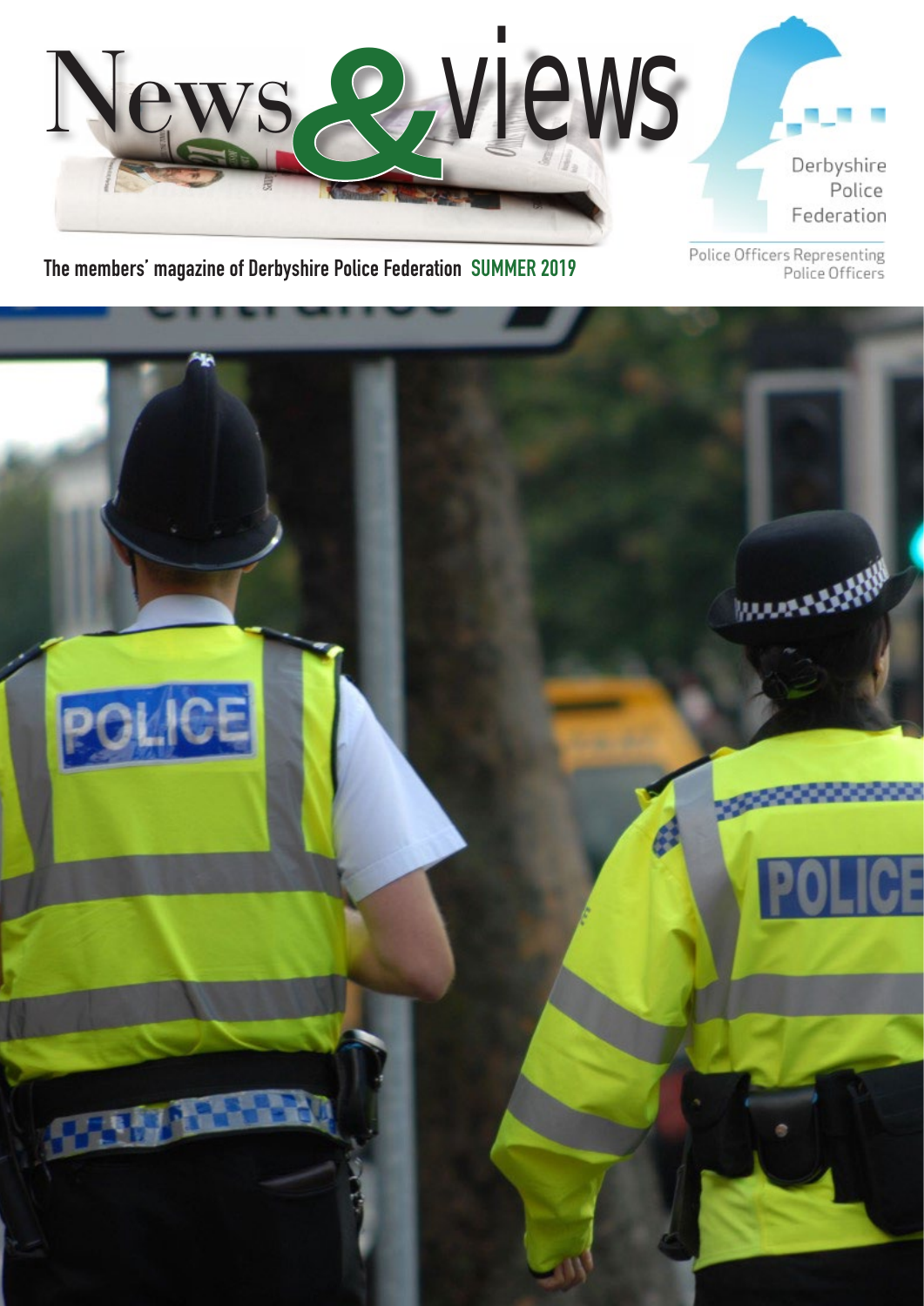# News & views

Derbyshire Police Federation

Police Officers Representing Police Officers

The members' magazine of Derbyshire Police Federation SUMMER 2019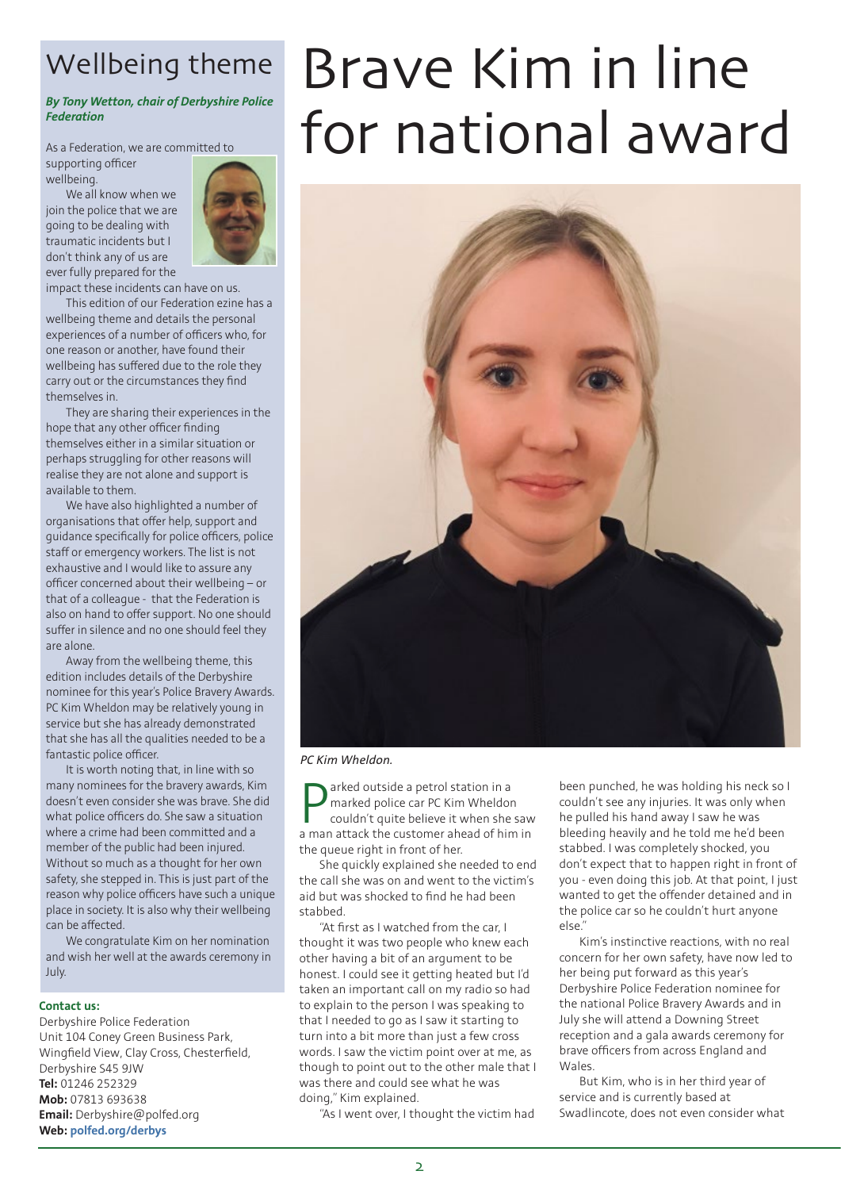## Wellbeing theme

***By Tony Wetton, chair of Derbyshire Police Federation***

As a Federation, we are committed to supporting officer wellbeing.

We all know when we join the police that we are going to be dealing with traumatic incidents but I don't think any of us are ever fully prepared for the impact these incidents can have on us.

This edition of our Federation ezine has a wellbeing theme and details the personal experiences of a number of officers who, for one reason or another, have found their wellbeing has suffered due to the role they carry out or the circumstances they find themselves in.

They are sharing their experiences in the hope that any other officer finding themselves either in a similar situation or perhaps struggling for other reasons will realise they are not alone and support is available to them.

We have also highlighted a number of organisations that offer help, support and guidance specifically for police officers, police staff or emergency workers. The list is not exhaustive and I would like to assure any officer concerned about their wellbeing – or that of a colleague - that the Federation is also on hand to offer support. No one should suffer in silence and no one should feel they are alone.

Away from the wellbeing theme, this edition includes details of the Derbyshire nominee for this year's Police Bravery Awards. PC Kim Wheldon may be relatively young in service but she has already demonstrated that she has all the qualities needed to be a fantastic police officer.

It is worth noting that, in line with so many nominees for the bravery awards, Kim doesn't even consider she was brave. She did what police officers do. She saw a situation where a crime had been committed and a member of the public had been injured. Without so much as a thought for her own safety, she stepped in. This is just part of the reason why police officers have such a unique place in society. It is also why their wellbeing can be affected.

We congratulate Kim on her nomination and wish her well at the awards ceremony in July.

**Contact us:**

Derbyshire Police Federation
Unit 104 Coney Green Business Park,
Wingfield View, Clay Cross, Chesterfield,
Derbyshire S45 9JW
**Tel:** 01246 252329
**Mob:** 07813 693638
**Email:** Derbyshire@polfed.org
**Web:** **polfed.org/derbys**

# Brave Kim in line for national award

*PC Kim Wheldon.*

Parked outside a petrol station in a marked police car PC Kim Wheldon couldn't quite believe it when she saw a man attack the customer ahead of him in the queue right in front of her.

She quickly explained she needed to end the call she was on and went to the victim's aid but was shocked to find he had been stabbed.

"At first as I watched from the car, I thought it was two people who knew each other having a bit of an argument to be honest. I could see it getting heated but I'd taken an important call on my radio so had to explain to the person I was speaking to that I needed to go as I saw it starting to turn into a bit more than just a few cross words. I saw the victim point over at me, as though to point out to the other male that I was there and could see what he was doing," Kim explained.

"As I went over, I thought the victim had been punched, he was holding his neck so I couldn't see any injuries. It was only when he pulled his hand away I saw he was bleeding heavily and he told me he'd been stabbed. I was completely shocked, you don't expect that to happen right in front of you - even doing this job. At that point, I just wanted to get the offender detained and in the police car so he couldn't hurt anyone else."

Kim's instinctive reactions, with no real concern for her own safety, have now led to her being put forward as this year's Derbyshire Police Federation nominee for the national Police Bravery Awards and in July she will attend a Downing Street reception and a gala awards ceremony for brave officers from across England and Wales.

But Kim, who is in her third year of service and is currently based at Swadlincote, does not even consider what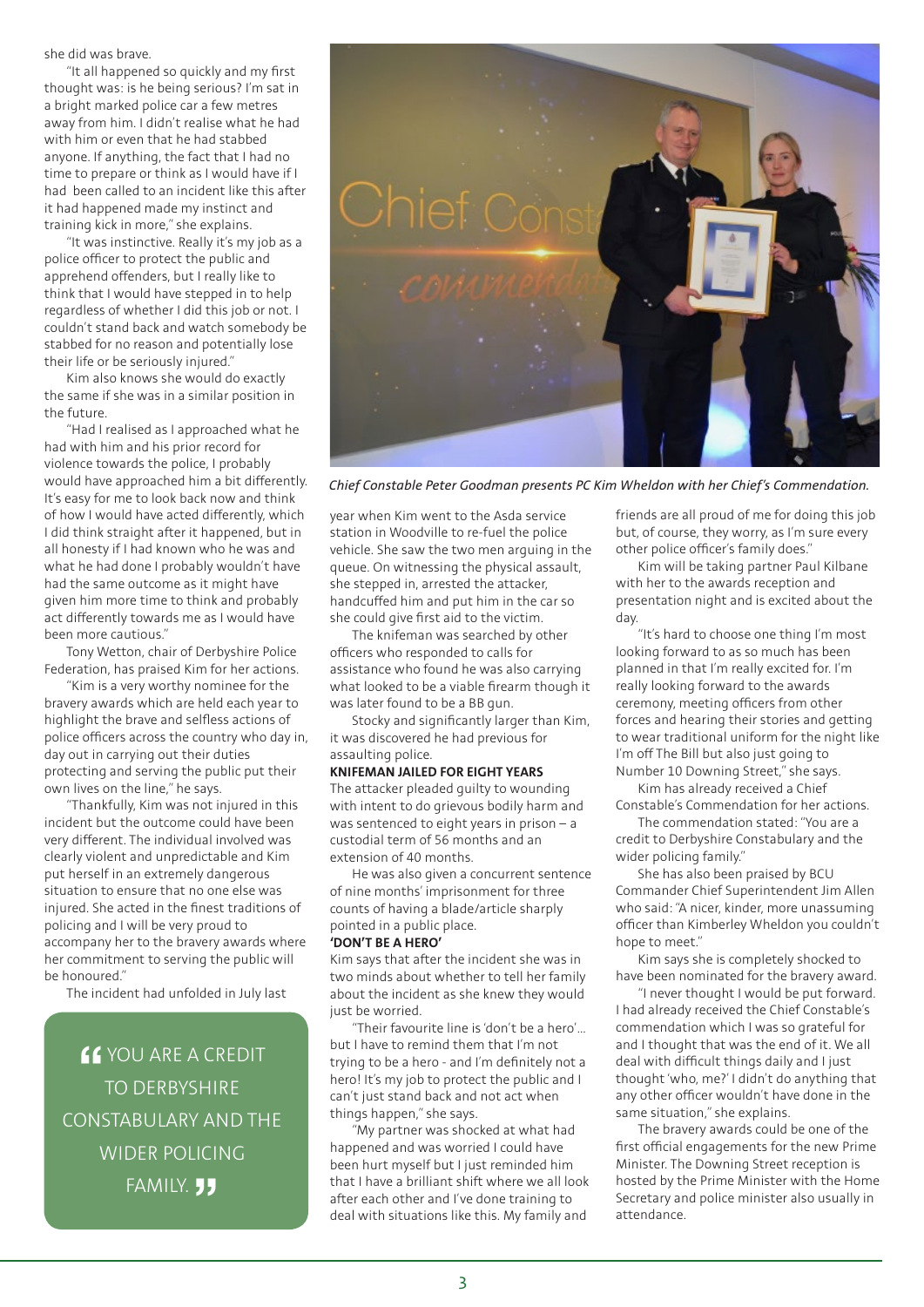she did was brave.

"It all happened so quickly and my first thought was: is he being serious? I'm sat in a bright marked police car a few metres away from him. I didn't realise what he had with him or even that he had stabbed anyone. If anything, the fact that I had no time to prepare or think as I would have if I had been called to an incident like this after it had happened made my instinct and training kick in more," she explains.

"It was instinctive. Really it's my job as a police officer to protect the public and apprehend offenders, but I really like to think that I would have stepped in to help regardless of whether I did this job or not. I couldn't stand back and watch somebody be stabbed for no reason and potentially lose their life or be seriously injured."

Kim also knows she would do exactly the same if she was in a similar position in the future.

"Had I realised as I approached what he had with him and his prior record for violence towards the police, I probably would have approached him a bit differently. It's easy for me to look back now and think of how I would have acted differently, which I did think straight after it happened, but in all honesty if I had known who he was and what he had done I probably wouldn't have had the same outcome as it might have given him more time to think and probably act differently towards me as I would have been more cautious."

Tony Wetton, chair of Derbyshire Police Federation, has praised Kim for her actions.

"Kim is a very worthy nominee for the bravery awards which are held each year to highlight the brave and selfless actions of police officers across the country who day in, day out in carrying out their duties protecting and serving the public put their own lives on the line," he says.

"Thankfully, Kim was not injured in this incident but the outcome could have been very different. The individual involved was clearly violent and unpredictable and Kim put herself in an extremely dangerous situation to ensure that no one else was injured. She acted in the finest traditions of policing and I will be very proud to accompany her to the bravery awards where her commitment to serving the public will be honoured."

The incident had unfolded in July last year when Kim went to the Asda service station in Woodville to re-fuel the police vehicle. She saw the two men arguing in the queue. On witnessing the physical assault, she stepped in, arrested the attacker, handcuffed him and put him in the car so she could give first aid to the victim.

The knifeman was searched by other officers who responded to calls for assistance who found he was also carrying what looked to be a viable firearm though it was later found to be a BB gun.

Stocky and significantly larger than Kim, it was discovered he had previous for assaulting police.

> "YOU ARE A CREDIT TO DERBYSHIRE CONSTABULARY AND THE WIDER POLICING FAMILY."

*Chief Constable Peter Goodman presents PC Kim Wheldon with her Chief's Commendation.*

**KNIFEMAN JAILED FOR EIGHT YEARS**

The attacker pleaded guilty to wounding with intent to do grievous bodily harm and was sentenced to eight years in prison – a custodial term of 56 months and an extension of 40 months.

He was also given a concurrent sentence of nine months' imprisonment for three counts of having a blade/article sharply pointed in a public place.

**'DON'T BE A HERO'**

Kim says that after the incident she was in two minds about whether to tell her family about the incident as she knew they would just be worried.

"Their favourite line is 'don't be a hero'... but I have to remind them that I'm not trying to be a hero - and I'm definitely not a hero! It's my job to protect the public and I can't just stand back and not act when things happen," she says.

"My partner was shocked at what had happened and was worried I could have been hurt myself but I just reminded him that I have a brilliant shift where we all look after each other and I've done training to deal with situations like this. My family and friends are all proud of me for doing this job but, of course, they worry, as I'm sure every other police officer's family does."

Kim will be taking partner Paul Kilbane with her to the awards reception and presentation night and is excited about the day.

"It's hard to choose one thing I'm most looking forward to as so much has been planned in that I'm really excited for. I'm really looking forward to the awards ceremony, meeting officers from other forces and hearing their stories and getting to wear traditional uniform for the night like I'm off The Bill but also just going to Number 10 Downing Street," she says.

Kim has already received a Chief Constable's Commendation for her actions.

The commendation stated: "You are a credit to Derbyshire Constabulary and the wider policing family."

She has also been praised by BCU Commander Chief Superintendent Jim Allen who said: "A nicer, kinder, more unassuming officer than Kimberley Wheldon you couldn't hope to meet."

Kim says she is completely shocked to have been nominated for the bravery award.

"I never thought I would be put forward. I had already received the Chief Constable's commendation which I was so grateful for and I thought that was the end of it. We all deal with difficult things daily and I just thought 'who, me?' I didn't do anything that any other officer wouldn't have done in the same situation," she explains.

The bravery awards could be one of the first official engagements for the new Prime Minister. The Downing Street reception is hosted by the Prime Minister with the Home Secretary and police minister also usually in attendance.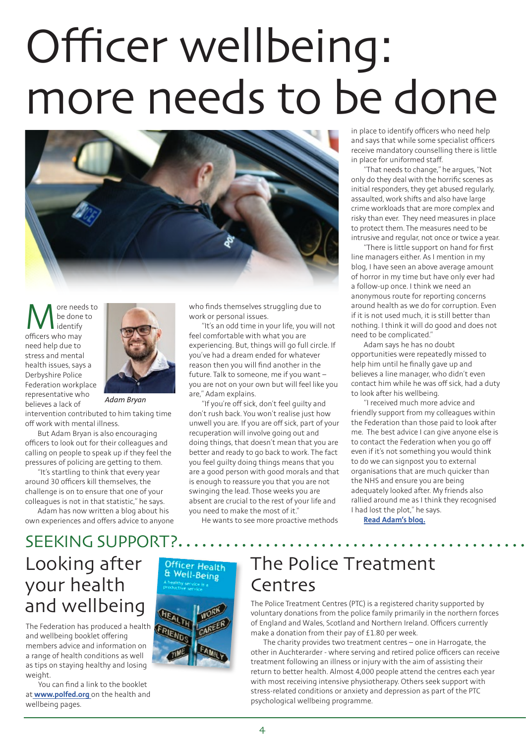# Officer wellbeing: more needs to be done

More needs to be done to identify officers who may need help due to stress and mental health issues, says a Derbyshire Police Federation workplace representative who believes a lack of intervention contributed to him taking time off work with mental illness.

*Adam Bryan*

But Adam Bryan is also encouraging officers to look out for their colleagues and calling on people to speak up if they feel the pressures of policing are getting to them.

"It's startling to think that every year around 30 officers kill themselves, the challenge is on to ensure that one of your colleagues is not in that statistic," he says.

Adam has now written a blog about his own experiences and offers advice to anyone who finds themselves struggling due to work or personal issues.

"It's an odd time in your life, you will not feel comfortable with what you are experiencing. But, things will go full circle. If you've had a dream ended for whatever reason then you will find another in the future. Talk to someone, me if you want – you are not on your own but will feel like you are," Adam explains.

"If you're off sick, don't feel guilty and don't rush back. You won't realise just how unwell you are. If you are off sick, part of your recuperation will involve going out and doing things, that doesn't mean that you are better and ready to go back to work. The fact you feel guilty doing things means that you are a good person with good morals and that is enough to reassure you that you are not swinging the lead. Those weeks you are absent are crucial to the rest of your life and you need to make the most of it."

He wants to see more proactive methods in place to identify officers who need help and says that while some specialist officers receive mandatory counselling there is little in place for uniformed staff.

"That needs to change," he argues, "Not only do they deal with the horrific scenes as initial responders, they get abused regularly, assaulted, work shifts and also have large crime workloads that are more complex and risky than ever. They need measures in place to protect them. The measures need to be intrusive and regular, not once or twice a year.

"There is little support on hand for first line managers either. As I mention in my blog, I have seen an above average amount of horror in my time but have only ever had a follow-up once. I think we need an anonymous route for reporting concerns around health as we do for corruption. Even if it is not used much, it is still better than nothing. I think it will do good and does not need to be complicated."

Adam says he has no doubt opportunities were repeatedly missed to help him until he finally gave up and believes a line manager, who didn't even contact him while he was off sick, had a duty to look after his wellbeing.

"I received much more advice and friendly support from my colleagues within the Federation than those paid to look after me. The best advice I can give anyone else is to contact the Federation when you go off even if it's not something you would think to do we can signpost you to external organisations that are much quicker than the NHS and ensure you are being adequately looked after. My friends also rallied around me as I think they recognised I had lost the plot," he says.

**Read Adam's blog.**

## SEEKING SUPPORT?

### Looking after your health and wellbeing

The Federation has produced a health and wellbeing booklet offering members advice and information on a range of health conditions as well as tips on staying healthy and losing weight.

You can find a link to the booklet at **www.polfed.org** on the health and wellbeing pages.

### The Police Treatment Centres

The Police Treatment Centres (PTC) is a registered charity supported by voluntary donations from the police family primarily in the northern forces of England and Wales, Scotland and Northern Ireland. Officers currently make a donation from their pay of £1.80 per week.

The charity provides two treatment centres – one in Harrogate, the other in Auchterarder - where serving and retired police officers can receive treatment following an illness or injury with the aim of assisting their return to better health. Almost 4,000 people attend the centres each year with most receiving intensive physiotherapy. Others seek support with stress-related conditions or anxiety and depression as part of the PTC psychological wellbeing programme.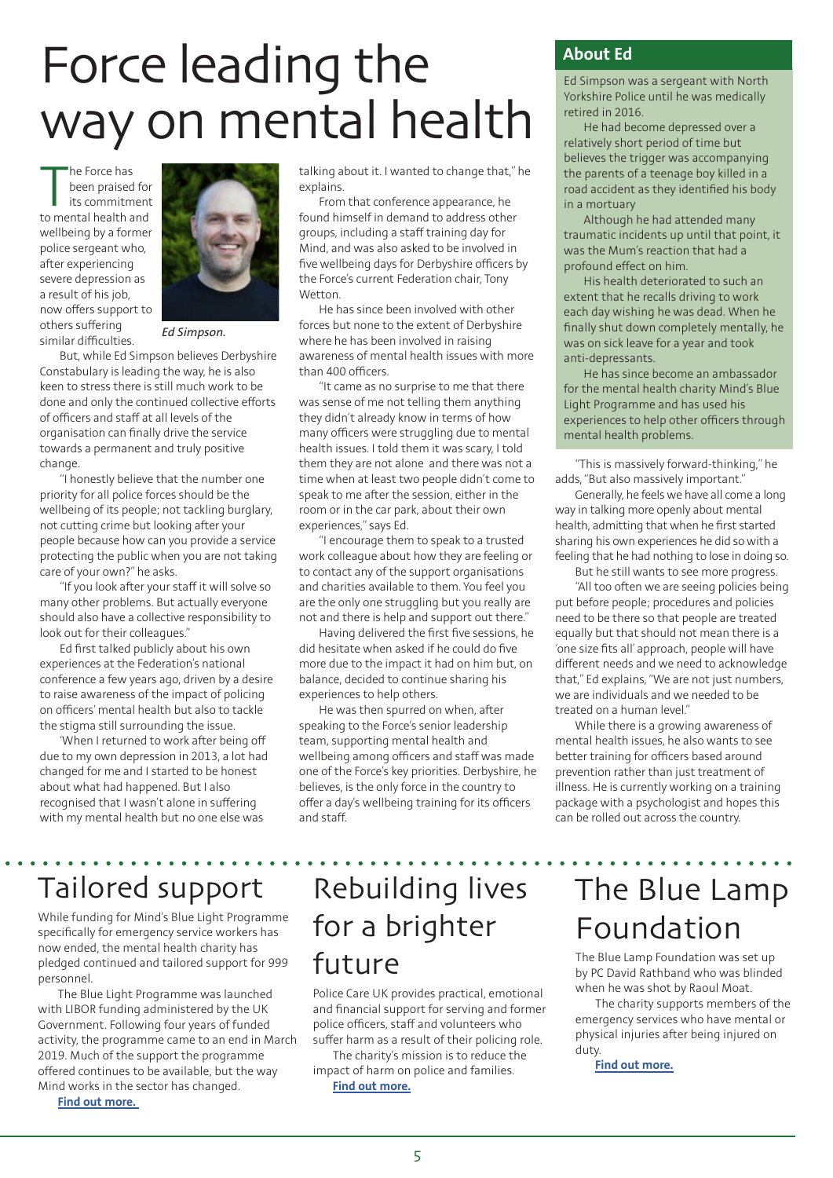# Force leading the way on mental health

The Force has been praised for its commitment to mental health and wellbeing by a former police sergeant who, after experiencing severe depression as a result of his job, now offers support to others suffering similar difficulties.

Ed Simpson.

But, while Ed Simpson believes Derbyshire Constabulary is leading the way, he is also keen to stress there is still much work to be done and only the continued collective efforts of officers and staff at all levels of the organisation can finally drive the service towards a permanent and truly positive change.

"I honestly believe that the number one priority for all police forces should be the wellbeing of its people; not tackling burglary, not cutting crime but looking after your people because how can you provide a service protecting the public when you are not taking care of your own?" he asks.

"If you look after your staff it will solve so many other problems. But actually everyone should also have a collective responsibility to look out for their colleagues."

Ed first talked publicly about his own experiences at the Federation's national conference a few years ago, driven by a desire to raise awareness of the impact of policing on officers' mental health but also to tackle the stigma still surrounding the issue.

'When I returned to work after being off due to my own depression in 2013, a lot had changed for me and I started to be honest about what had happened. But I also recognised that I wasn't alone in suffering with my mental health but no one else was talking about it. I wanted to change that," he explains.

From that conference appearance, he found himself in demand to address other groups, including a staff training day for Mind, and was also asked to be involved in five wellbeing days for Derbyshire officers by the Force's current Federation chair, Tony Wetton.

He has since been involved with other forces but none to the extent of Derbyshire where he has been involved in raising awareness of mental health issues with more than 400 officers.

"It came as no surprise to me that there was sense of me not telling them anything they didn't already know in terms of how many officers were struggling due to mental health issues. I told them it was scary, I told them they are not alone and there was not a time when at least two people didn't come to speak to me after the session, either in the room or in the car park, about their own experiences," says Ed.

"I encourage them to speak to a trusted work colleague about how they are feeling or to contact any of the support organisations and charities available to them. You feel you are the only one struggling but you really are not and there is help and support out there."

Having delivered the first five sessions, he did hesitate when asked if he could do five more due to the impact it had on him but, on balance, decided to continue sharing his experiences to help others.

He was then spurred on when, after speaking to the Force's senior leadership team, supporting mental health and wellbeing among officers and staff was made one of the Force's key priorities. Derbyshire, he believes, is the only force in the country to offer a day's wellbeing training for its officers and staff.

"This is massively forward-thinking," he adds, "But also massively important."

Generally, he feels we have all come a long way in talking more openly about mental health, admitting that when he first started sharing his own experiences he did so with a feeling that he had nothing to lose in doing so.

But he still wants to see more progress.

"All too often we are seeing policies being put before people; procedures and policies need to be there so that people are treated equally but that should not mean there is a 'one size fits all' approach, people will have different needs and we need to acknowledge that," Ed explains, "We are not just numbers, we are individuals and we needed to be treated on a human level."

While there is a growing awareness of mental health issues, he also wants to see better training for officers based around prevention rather than just treatment of illness. He is currently working on a training package with a psychologist and hopes this can be rolled out across the country.

## About Ed

Ed Simpson was a sergeant with North Yorkshire Police until he was medically retired in 2016.

He had become depressed over a relatively short period of time but believes the trigger was accompanying the parents of a teenage boy killed in a road accident as they identified his body in a mortuary

Although he had attended many traumatic incidents up until that point, it was the Mum's reaction that had a profound effect on him.

His health deteriorated to such an extent that he recalls driving to work each day wishing he was dead. When he finally shut down completely mentally, he was on sick leave for a year and took anti-depressants.

He has since become an ambassador for the mental health charity Mind's Blue Light Programme and has used his experiences to help other officers through mental health problems.

## Tailored support

While funding for Mind's Blue Light Programme specifically for emergency service workers has now ended, the mental health charity has pledged continued and tailored support for 999 personnel.

The Blue Light Programme was launched with LIBOR funding administered by the UK Government. Following four years of funded activity, the programme came to an end in March 2019. Much of the support the programme offered continues to be available, but the way Mind works in the sector has changed.

**Find out more.**

## Rebuilding lives for a brighter future

Police Care UK provides practical, emotional and financial support for serving and former police officers, staff and volunteers who suffer harm as a result of their policing role.

The charity's mission is to reduce the impact of harm on police and families.

**Find out more.**

## The Blue Lamp Foundation

The Blue Lamp Foundation was set up by PC David Rathband who was blinded when he was shot by Raoul Moat.

The charity supports members of the emergency services who have mental or physical injuries after being injured on duty.

**Find out more.**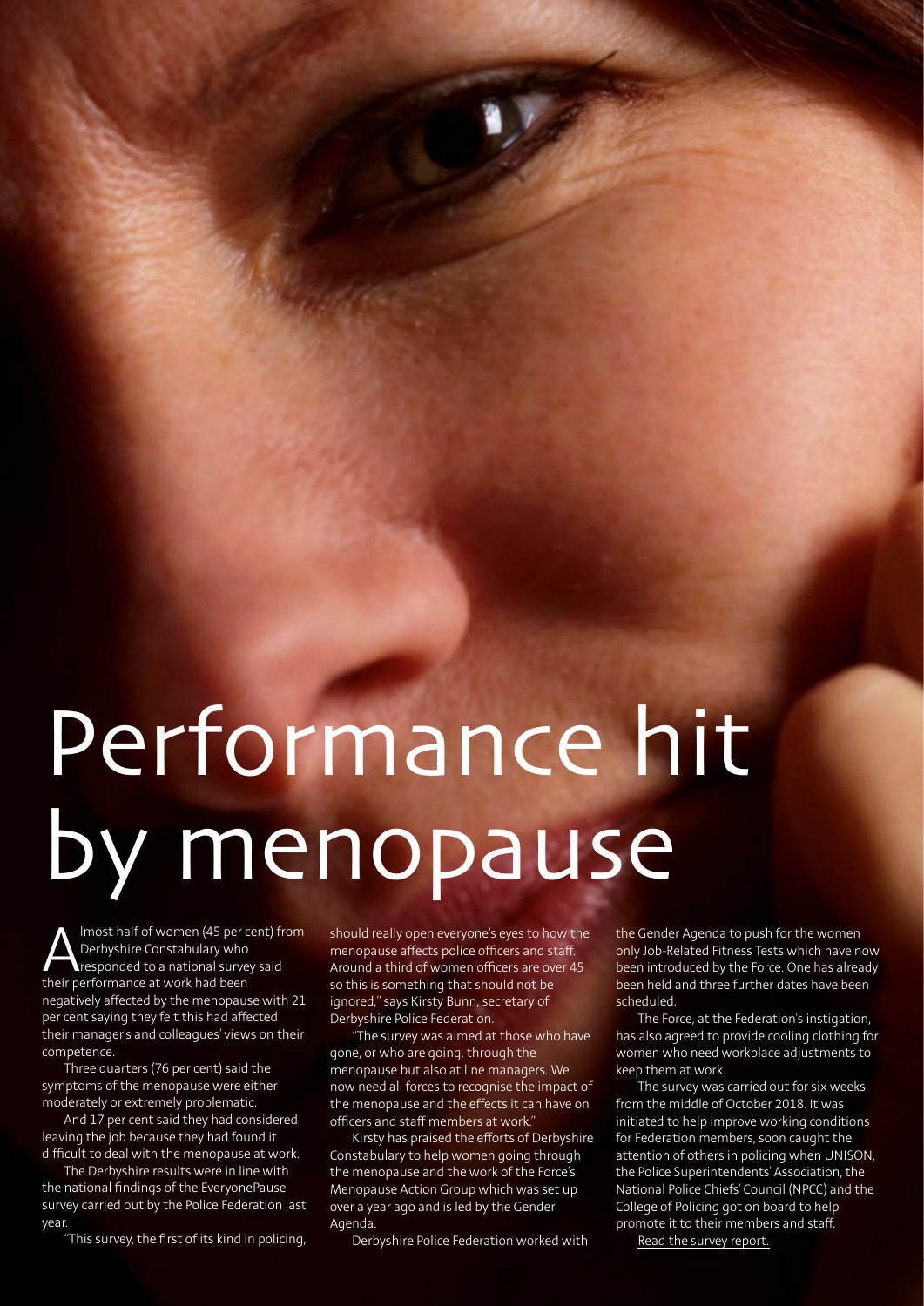# Performance hit by menopause

Almost half of women (45 per cent) from Derbyshire Constabulary who responded to a national survey said their performance at work had been negatively affected by the menopause with 21 per cent saying they felt this had affected their manager's and colleagues' views on their competence.

Three quarters (76 per cent) said the symptoms of the menopause were either moderately or extremely problematic.

And 17 per cent said they had considered leaving the job because they had found it difficult to deal with the menopause at work.

The Derbyshire results were in line with the national findings of the EveryonePause survey carried out by the Police Federation last year.

"This survey, the first of its kind in policing, should really open everyone's eyes to how the menopause affects police officers and staff. Around a third of women officers are over 45 so this is something that should not be ignored," says Kirsty Bunn, secretary of Derbyshire Police Federation.

"The survey was aimed at those who have gone, or who are going, through the menopause but also at line managers. We now need all forces to recognise the impact of the menopause and the effects it can have on officers and staff members at work."

Kirsty has praised the efforts of Derbyshire Constabulary to help women going through the menopause and the work of the Force's Menopause Action Group which was set up over a year ago and is led by the Gender Agenda.

Derbyshire Police Federation worked with the Gender Agenda to push for the women only Job-Related Fitness Tests which have now been introduced by the Force. One has already been held and three further dates have been scheduled.

The Force, at the Federation's instigation, has also agreed to provide cooling clothing for women who need workplace adjustments to keep them at work.

The survey was carried out for six weeks from the middle of October 2018. It was initiated to help improve working conditions for Federation members, soon caught the attention of others in policing when UNISON, the Police Superintendents' Association, the National Police Chiefs' Council (NPCC) and the College of Policing got on board to help promote it to their members and staff.

Read the survey report.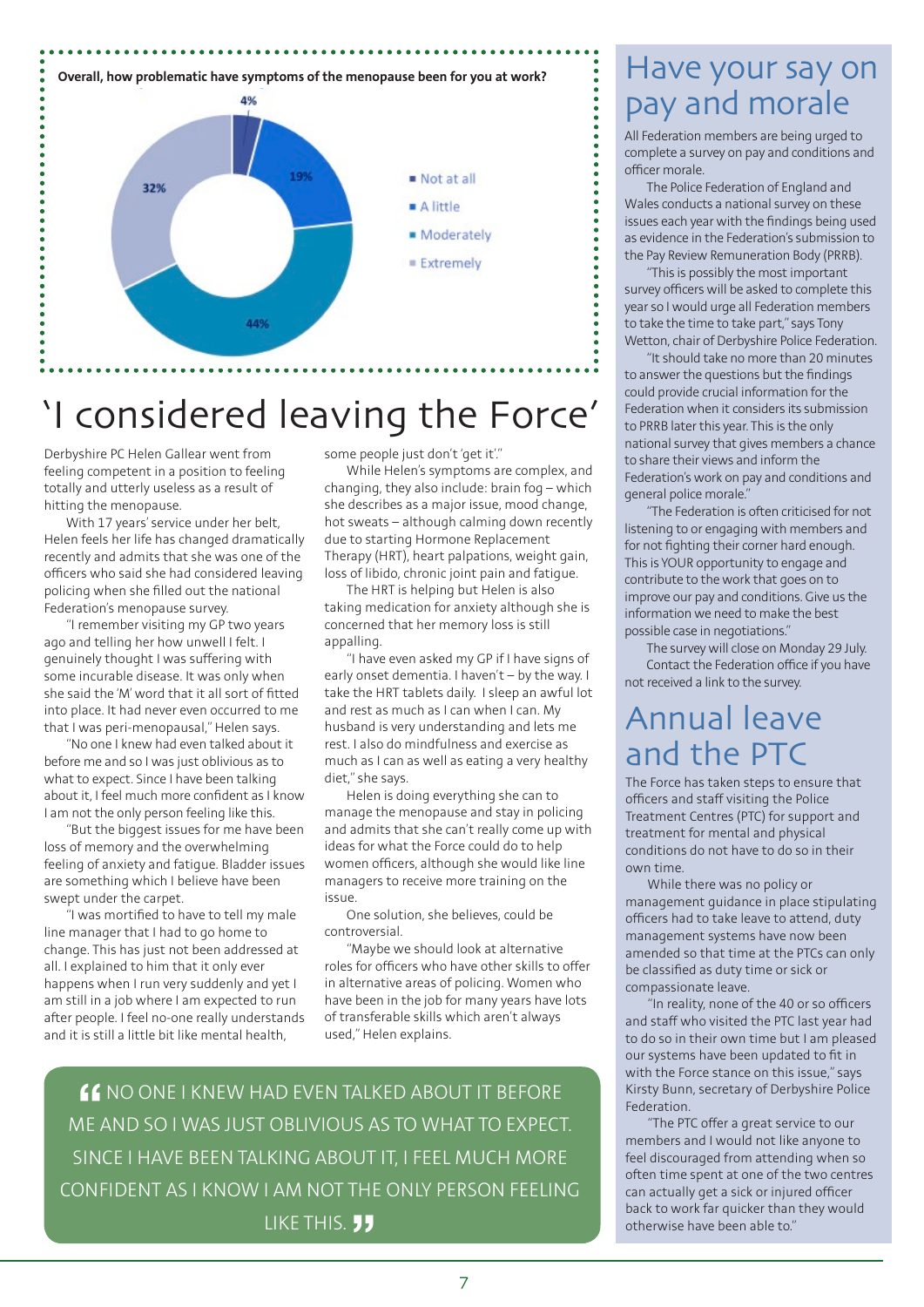**Overall, how problematic have symptoms of the menopause been for you at work?**

| Response | Percentage |
|---|---|
| Not at all | 4% |
| A little | 19% |
| Moderately | 44% |
| Extremely | 32% |

# 'I considered leaving the Force'

Derbyshire PC Helen Gallear went from feeling competent in a position to feeling totally and utterly useless as a result of hitting the menopause.

With 17 years' service under her belt, Helen feels her life has changed dramatically recently and admits that she was one of the officers who said she had considered leaving policing when she filled out the national Federation's menopause survey.

"I remember visiting my GP two years ago and telling her how unwell I felt. I genuinely thought I was suffering with some incurable disease. It was only when she said the 'M' word that it all sort of fitted into place. It had never even occurred to me that I was peri-menopausal," Helen says.

"No one I knew had even talked about it before me and so I was just oblivious as to what to expect. Since I have been talking about it, I feel much more confident as I know I am not the only person feeling like this.

"But the biggest issues for me have been loss of memory and the overwhelming feeling of anxiety and fatigue. Bladder issues are something which I believe have been swept under the carpet.

"I was mortified to have to tell my male line manager that I had to go home to change. This has just not been addressed at all. I explained to him that it only ever happens when I run very suddenly and yet I am still in a job where I am expected to run after people. I feel no-one really understands and it is still a little bit like mental health, some people just don't 'get it'."

While Helen's symptoms are complex, and changing, they also include: brain fog – which she describes as a major issue, mood change, hot sweats – although calming down recently due to starting Hormone Replacement Therapy (HRT), heart palpations, weight gain, loss of libido, chronic joint pain and fatigue.

The HRT is helping but Helen is also taking medication for anxiety although she is concerned that her memory loss is still appalling.

"I have even asked my GP if I have signs of early onset dementia. I haven't – by the way. I take the HRT tablets daily. I sleep an awful lot and rest as much as I can when I can. My husband is very understanding and lets me rest. I also do mindfulness and exercise as much as I can as well as eating a very healthy diet," she says.

Helen is doing everything she can to manage the menopause and stay in policing and admits that she can't really come up with ideas for what the Force could do to help women officers, although she would like line managers to receive more training on the issue.

One solution, she believes, could be controversial.

"Maybe we should look at alternative roles for officers who have other skills to offer in alternative areas of policing. Women who have been in the job for many years have lots of transferable skills which aren't always used," Helen explains.

> "NO ONE I KNEW HAD EVEN TALKED ABOUT IT BEFORE ME AND SO I WAS JUST OBLIVIOUS AS TO WHAT TO EXPECT. SINCE I HAVE BEEN TALKING ABOUT IT, I FEEL MUCH MORE CONFIDENT AS I KNOW I AM NOT THE ONLY PERSON FEELING LIKE THIS."

# Have your say on pay and morale

All Federation members are being urged to complete a survey on pay and conditions and officer morale.

The Police Federation of England and Wales conducts a national survey on these issues each year with the findings being used as evidence in the Federation's submission to the Pay Review Remuneration Body (PRRB).

"This is possibly the most important survey officers will be asked to complete this year so I would urge all Federation members to take the time to take part," says Tony Wetton, chair of Derbyshire Police Federation.

"It should take no more than 20 minutes to answer the questions but the findings could provide crucial information for the Federation when it considers its submission to PRRB later this year. This is the only national survey that gives members a chance to share their views and inform the Federation's work on pay and conditions and general police morale."

"The Federation is often criticised for not listening to or engaging with members and for not fighting their corner hard enough. This is YOUR opportunity to engage and contribute to the work that goes on to improve our pay and conditions. Give us the information we need to make the best possible case in negotiations."

The survey will close on Monday 29 July.

Contact the Federation office if you have not received a link to the survey.

# Annual leave and the PTC

The Force has taken steps to ensure that officers and staff visiting the Police Treatment Centres (PTC) for support and treatment for mental and physical conditions do not have to do so in their own time.

While there was no policy or management guidance in place stipulating officers had to take leave to attend, duty management systems have now been amended so that time at the PTCs can only be classified as duty time or sick or compassionate leave.

"In reality, none of the 40 or so officers and staff who visited the PTC last year had to do so in their own time but I am pleased our systems have been updated to fit in with the Force stance on this issue," says Kirsty Bunn, secretary of Derbyshire Police Federation.

"The PTC offer a great service to our members and I would not like anyone to feel discouraged from attending when so often time spent at one of the two centres can actually get a sick or injured officer back to work far quicker than they would otherwise have been able to."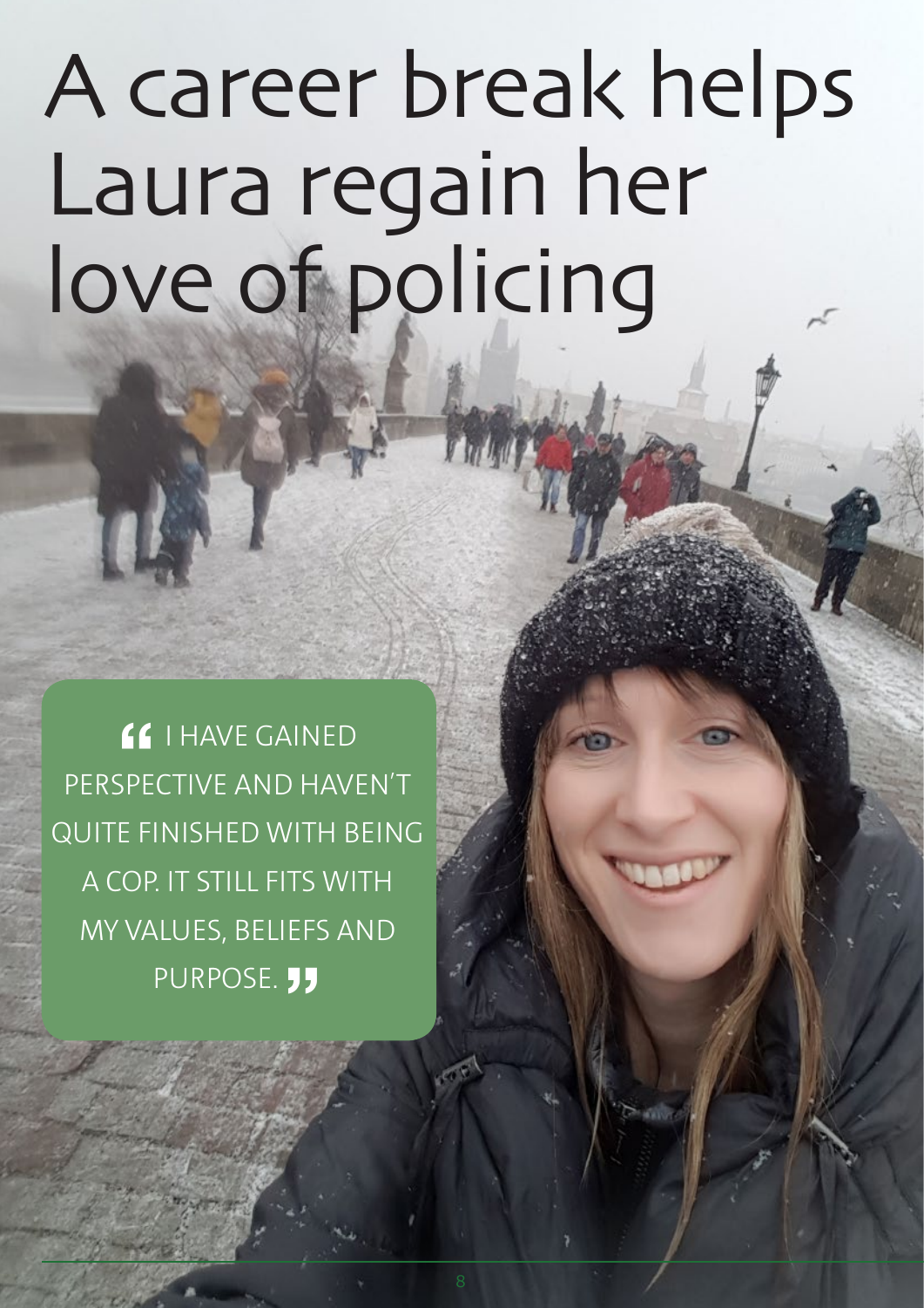# A career break helps Laura regain her love of policing

> "I HAVE GAINED PERSPECTIVE AND HAVEN'T QUITE FINISHED WITH BEING A COP. IT STILL FITS WITH MY VALUES, BELIEFS AND PURPOSE."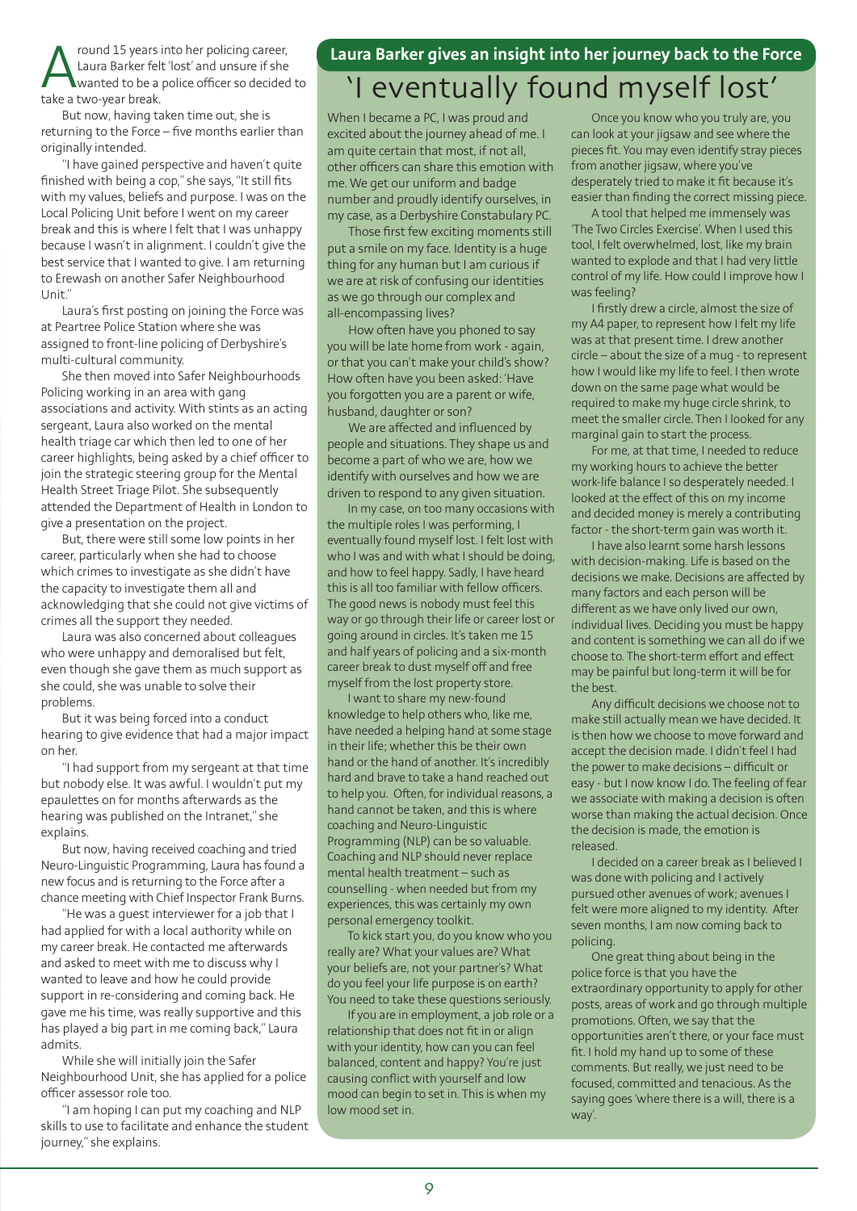Around 15 years into her policing career, Laura Barker felt 'lost' and unsure if she wanted to be a police officer so decided to take a two-year break.

But now, having taken time out, she is returning to the Force – five months earlier than originally intended.

"I have gained perspective and haven't quite finished with being a cop," she says, "It still fits with my values, beliefs and purpose. I was on the Local Policing Unit before I went on my career break and this is where I felt that I was unhappy because I wasn't in alignment. I couldn't give the best service that I wanted to give. I am returning to Erewash on another Safer Neighbourhood Unit."

Laura's first posting on joining the Force was at Peartree Police Station where she was assigned to front-line policing of Derbyshire's multi-cultural community.

She then moved into Safer Neighbourhoods Policing working in an area with gang associations and activity. With stints as an acting sergeant, Laura also worked on the mental health triage car which then led to one of her career highlights, being asked by a chief officer to join the strategic steering group for the Mental Health Street Triage Pilot. She subsequently attended the Department of Health in London to give a presentation on the project.

But, there were still some low points in her career, particularly when she had to choose which crimes to investigate as she didn't have the capacity to investigate them all and acknowledging that she could not give victims of crimes all the support they needed.

Laura was also concerned about colleagues who were unhappy and demoralised but felt, even though she gave them as much support as she could, she was unable to solve their problems.

But it was being forced into a conduct hearing to give evidence that had a major impact on her.

"I had support from my sergeant at that time but nobody else. It was awful. I wouldn't put my epaulettes on for months afterwards as the hearing was published on the Intranet," she explains.

But now, having received coaching and tried Neuro-Linguistic Programming, Laura has found a new focus and is returning to the Force after a chance meeting with Chief Inspector Frank Burns.

"He was a guest interviewer for a job that I had applied for with a local authority while on my career break. He contacted me afterwards and asked to meet with me to discuss why I wanted to leave and how he could provide support in re-considering and coming back. He gave me his time, was really supportive and this has played a big part in me coming back," Laura admits.

While she will initially join the Safer Neighbourhood Unit, she has applied for a police officer assessor role too.

"I am hoping I can put my coaching and NLP skills to use to facilitate and enhance the student journey," she explains.

**Laura Barker gives an insight into her journey back to the Force**

# 'I eventually found myself lost'

When I became a PC, I was proud and excited about the journey ahead of me. I am quite certain that most, if not all, other officers can share this emotion with me. We get our uniform and badge number and proudly identify ourselves, in my case, as a Derbyshire Constabulary PC.

Those first few exciting moments still put a smile on my face. Identity is a huge thing for any human but I am curious if we are at risk of confusing our identities as we go through our complex and all-encompassing lives?

How often have you phoned to say you will be late home from work - again, or that you can't make your child's show? How often have you been asked: 'Have you forgotten you are a parent or wife, husband, daughter or son?

We are affected and influenced by people and situations. They shape us and become a part of who we are, how we identify with ourselves and how we are driven to respond to any given situation.

In my case, on too many occasions with the multiple roles I was performing, I eventually found myself lost. I felt lost with who I was and with what I should be doing, and how to feel happy. Sadly, I have heard this is all too familiar with fellow officers. The good news is nobody must feel this way or go through their life or career lost or going around in circles. It's taken me 15 and half years of policing and a six-month career break to dust myself off and free myself from the lost property store.

I want to share my new-found knowledge to help others who, like me, have needed a helping hand at some stage in their life; whether this be their own hand or the hand of another. It's incredibly hard and brave to take a hand reached out to help you. Often, for individual reasons, a hand cannot be taken, and this is where coaching and Neuro-Linguistic Programming (NLP) can be so valuable. Coaching and NLP should never replace mental health treatment – such as counselling - when needed but from my experiences, this was certainly my own personal emergency toolkit.

To kick start you, do you know who you really are? What your values are? What your beliefs are, not your partner's? What do you feel your life purpose is on earth? You need to take these questions seriously.

If you are in employment, a job role or a relationship that does not fit in or align with your identity, how can you can feel balanced, content and happy? You're just causing conflict with yourself and low mood can begin to set in. This is when my low mood set in.

Once you know who you truly are, you can look at your jigsaw and see where the pieces fit. You may even identify stray pieces from another jigsaw, where you've desperately tried to make it fit because it's easier than finding the correct missing piece.

A tool that helped me immensely was 'The Two Circles Exercise'. When I used this tool, I felt overwhelmed, lost, like my brain wanted to explode and that I had very little control of my life. How could I improve how I was feeling?

I firstly drew a circle, almost the size of my A4 paper, to represent how I felt my life was at that present time. I drew another circle – about the size of a mug - to represent how I would like my life to feel. I then wrote down on the same page what would be required to make my huge circle shrink, to meet the smaller circle. Then I looked for any marginal gain to start the process.

For me, at that time, I needed to reduce my working hours to achieve the better work-life balance I so desperately needed. I looked at the effect of this on my income and decided money is merely a contributing factor - the short-term gain was worth it.

I have also learnt some harsh lessons with decision-making. Life is based on the decisions we make. Decisions are affected by many factors and each person will be different as we have only lived our own, individual lives. Deciding you must be happy and content is something we can all do if we choose to. The short-term effort and effect may be painful but long-term it will be for the best.

Any difficult decisions we choose not to make still actually mean we have decided. It is then how we choose to move forward and accept the decision made. I didn't feel I had the power to make decisions – difficult or easy - but I now know I do. The feeling of fear we associate with making a decision is often worse than making the actual decision. Once the decision is made, the emotion is released.

I decided on a career break as I believed I was done with policing and I actively pursued other avenues of work; avenues I felt were more aligned to my identity. After seven months, I am now coming back to policing.

One great thing about being in the police force is that you have the extraordinary opportunity to apply for other posts, areas of work and go through multiple promotions. Often, we say that the opportunities aren't there, or your face must fit. I hold my hand up to some of these comments. But really, we just need to be focused, committed and tenacious. As the saying goes 'where there is a will, there is a way'.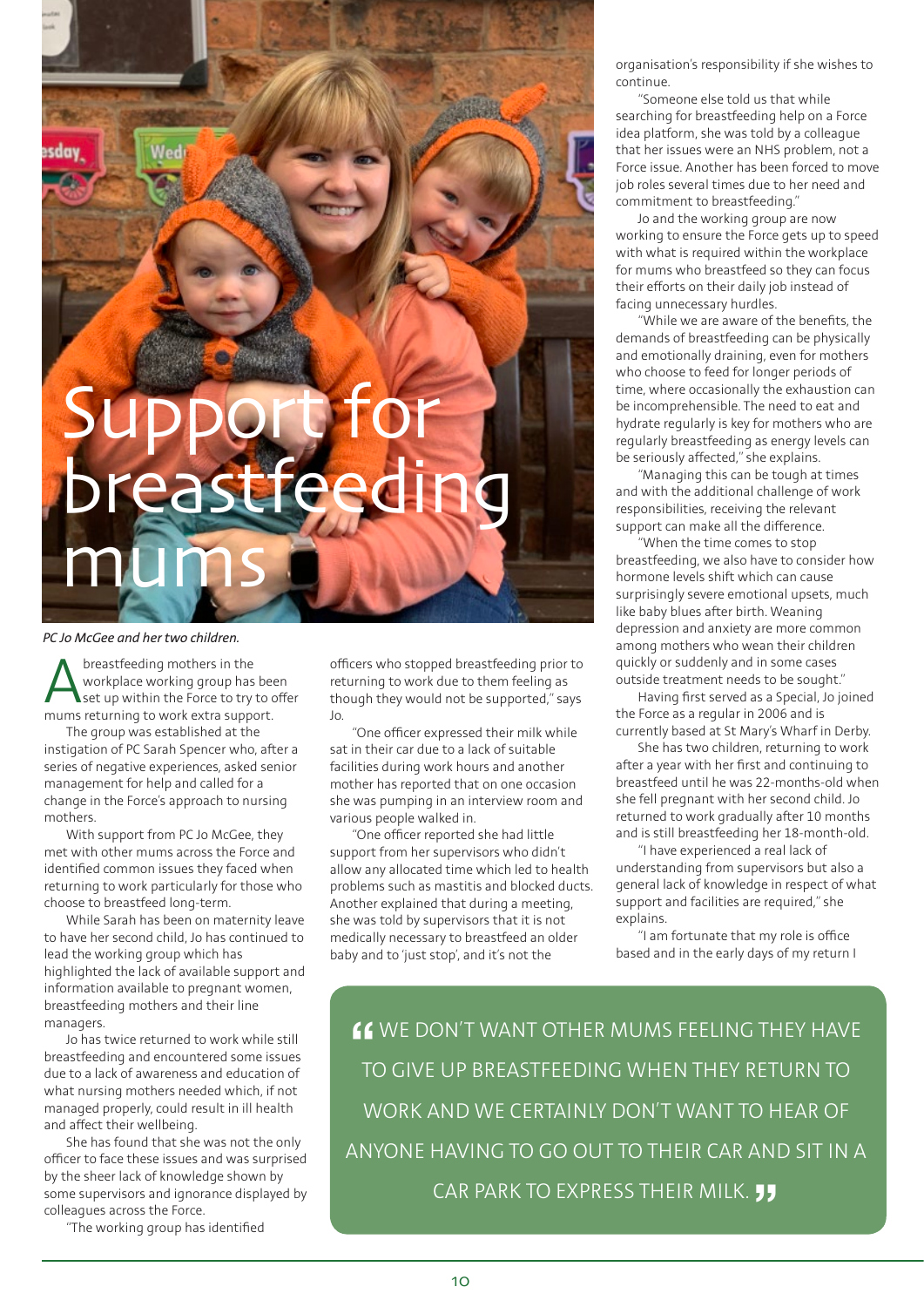# Support for breastfeeding mums

*PC Jo McGee and her two children.*

A breastfeeding mothers in the workplace working group has been set up within the Force to try to offer mums returning to work extra support.

The group was established at the instigation of PC Sarah Spencer who, after a series of negative experiences, asked senior management for help and called for a change in the Force's approach to nursing mothers.

With support from PC Jo McGee, they met with other mums across the Force and identified common issues they faced when returning to work particularly for those who choose to breastfeed long-term.

While Sarah has been on maternity leave to have her second child, Jo has continued to lead the working group which has highlighted the lack of available support and information available to pregnant women, breastfeeding mothers and their line managers.

Jo has twice returned to work while still breastfeeding and encountered some issues due to a lack of awareness and education of what nursing mothers needed which, if not managed properly, could result in ill health and affect their wellbeing.

She has found that she was not the only officer to face these issues and was surprised by the sheer lack of knowledge shown by some supervisors and ignorance displayed by colleagues across the Force.

"The working group has identified officers who stopped breastfeeding prior to returning to work due to them feeling as though they would not be supported," says Jo.

"One officer expressed their milk while sat in their car due to a lack of suitable facilities during work hours and another mother has reported that on one occasion she was pumping in an interview room and various people walked in.

"One officer reported she had little support from her supervisors who didn't allow any allocated time which led to health problems such as mastitis and blocked ducts. Another explained that during a meeting, she was told by supervisors that it is not medically necessary to breastfeed an older baby and to 'just stop', and it's not the organisation's responsibility if she wishes to continue.

"Someone else told us that while searching for breastfeeding help on a Force idea platform, she was told by a colleague that her issues were an NHS problem, not a Force issue. Another has been forced to move job roles several times due to her need and commitment to breastfeeding."

Jo and the working group are now working to ensure the Force gets up to speed with what is required within the workplace for mums who breastfeed so they can focus their efforts on their daily job instead of facing unnecessary hurdles.

"While we are aware of the benefits, the demands of breastfeeding can be physically and emotionally draining, even for mothers who choose to feed for longer periods of time, where occasionally the exhaustion can be incomprehensible. The need to eat and hydrate regularly is key for mothers who are regularly breastfeeding as energy levels can be seriously affected," she explains.

"Managing this can be tough at times and with the additional challenge of work responsibilities, receiving the relevant support can make all the difference.

"When the time comes to stop breastfeeding, we also have to consider how hormone levels shift which can cause surprisingly severe emotional upsets, much like baby blues after birth. Weaning depression and anxiety are more common among mothers who wean their children quickly or suddenly and in some cases outside treatment needs to be sought."

Having first served as a Special, Jo joined the Force as a regular in 2006 and is currently based at St Mary's Wharf in Derby.

She has two children, returning to work after a year with her first and continuing to breastfeed until he was 22-months-old when she fell pregnant with her second child. Jo returned to work gradually after 10 months and is still breastfeeding her 18-month-old.

"I have experienced a real lack of understanding from supervisors but also a general lack of knowledge in respect of what support and facilities are required," she explains.

"I am fortunate that my role is office based and in the early days of my return I

> "WE DON'T WANT OTHER MUMS FEELING THEY HAVE TO GIVE UP BREASTFEEDING WHEN THEY RETURN TO WORK AND WE CERTAINLY DON'T WANT TO HEAR OF ANYONE HAVING TO GO OUT TO THEIR CAR AND SIT IN A CAR PARK TO EXPRESS THEIR MILK."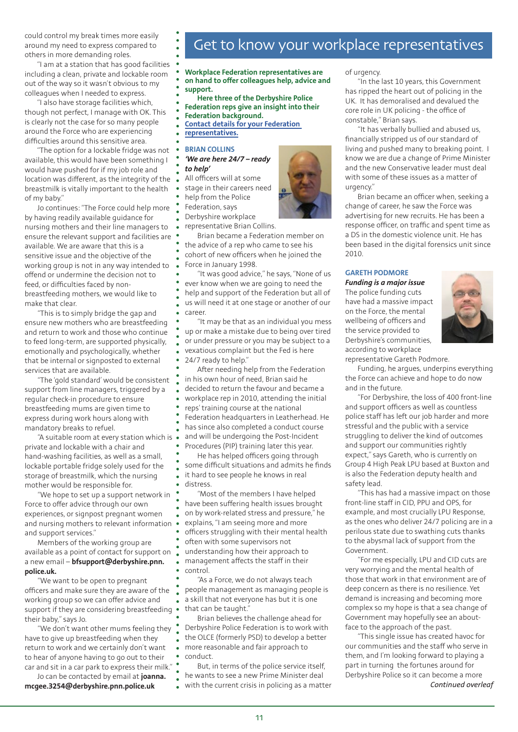could control my break times more easily around my need to express compared to others in more demanding roles.

"I am at a station that has good facilities including a clean, private and lockable room out of the way so it wasn't obvious to my colleagues when I needed to express.

"I also have storage facilities which, though not perfect, I manage with OK. This is clearly not the case for so many people around the Force who are experiencing difficulties around this sensitive area.

"The option for a lockable fridge was not available, this would have been something I would have pushed for if my job role and location was different, as the integrity of the breastmilk is vitally important to the health of my baby."

Jo continues: "The Force could help more by having readily available guidance for nursing mothers and their line managers to ensure the relevant support and facilities are available. We are aware that this is a sensitive issue and the objective of the working group is not in any way intended to offend or undermine the decision not to feed, or difficulties faced by non-breastfeeding mothers, we would like to make that clear.

"This is to simply bridge the gap and ensure new mothers who are breastfeeding and return to work and those who continue to feed long-term, are supported physically, emotionally and psychologically, whether that be internal or signposted to external services that are available.

"The 'gold standard' would be consistent support from line managers, triggered by a regular check-in procedure to ensure breastfeeding mums are given time to express during work hours along with mandatory breaks to refuel.

"A suitable room at every station which is private and lockable with a chair and hand-washing facilities, as well as a small, lockable portable fridge solely used for the storage of breastmilk, which the nursing mother would be responsible for.

"We hope to set up a support network in Force to offer advice through our own experiences, or signpost pregnant women and nursing mothers to relevant information and support services."

Members of the working group are available as a point of contact for support on a new email – **bfsupport@derbyshire.pnn.police.uk.**

"We want to be open to pregnant officers and make sure they are aware of the working group so we can offer advice and support if they are considering breastfeeding their baby," says Jo.

"We don't want other mums feeling they have to give up breastfeeding when they return to work and we certainly don't want to hear of anyone having to go out to their car and sit in a car park to express their milk."

Jo can be contacted by email at **joanna.mcgee.3254@derbyshire.pnn.police.uk**

# Get to know your workplace representatives

**Workplace Federation representatives are on hand to offer colleagues help, advice and support.**

**Here three of the Derbyshire Police Federation reps give an insight into their Federation background.**

**Contact details for your Federation representatives.**

## BRIAN COLLINS

***'We are here 24/7 – ready to help'***

All officers will at some stage in their careers need help from the Police Federation, says Derbyshire workplace representative Brian Collins.

Brian became a Federation member on the advice of a rep who came to see his cohort of new officers when he joined the Force in January 1998.

"It was good advice," he says, "None of us ever know when we are going to need the help and support of the Federation but all of us will need it at one stage or another of our career.

"It may be that as an individual you mess up or make a mistake due to being over tired or under pressure or you may be subject to a vexatious complaint but the Fed is here 24/7 ready to help."

After needing help from the Federation in his own hour of need, Brian said he decided to return the favour and became a workplace rep in 2010, attending the initial reps' training course at the national Federation headquarters in Leatherhead. He has since also completed a conduct course and will be undergoing the Post-Incident Procedures (PIP) training later this year.

He has helped officers going through some difficult situations and admits he finds it hard to see people he knows in real distress.

"Most of the members I have helped have been suffering health issues brought on by work-related stress and pressure," he explains, "I am seeing more and more officers struggling with their mental health often with some supervisors not understanding how their approach to management affects the staff in their control.

"As a Force, we do not always teach people management as managing people is a skill that not everyone has but it is one that can be taught."

Brian believes the challenge ahead for Derbyshire Police Federation is to work with the OLCE (formerly PSD) to develop a better more reasonable and fair approach to conduct.

But, in terms of the police service itself, he wants to see a new Prime Minister deal with the current crisis in policing as a matter of urgency.

"In the last 10 years, this Government has ripped the heart out of policing in the UK. It has demoralised and devalued the core role in UK policing - the office of constable," Brian says.

"It has verbally bullied and abused us, financially stripped us of our standard of living and pushed many to breaking point. I know we are due a change of Prime Minister and the new Conservative leader must deal with some of these issues as a matter of urgency."

Brian became an officer when, seeking a change of career, he saw the Force was advertising for new recruits. He has been a response officer, on traffic and spent time as a DS in the domestic violence unit. He has been based in the digital forensics unit since 2010.

## GARETH PODMORE

***Funding is a major issue***

The police funding cuts have had a massive impact on the Force, the mental wellbeing of officers and the service provided to Derbyshire's communities, according to workplace representative Gareth Podmore.

Funding, he argues, underpins everything the Force can achieve and hope to do now and in the future.

"For Derbyshire, the loss of 400 front-line and support officers as well as countless police staff has left our job harder and more stressful and the public with a service struggling to deliver the kind of outcomes and support our communities rightly expect," says Gareth, who is currently on Group 4 High Peak LPU based at Buxton and is also the Federation deputy health and safety lead.

"This has had a massive impact on those front-line staff in CID, PPU and OPS, for example, and most crucially LPU Response, as the ones who deliver 24/7 policing are in a perilous state due to swathing cuts thanks to the abysmal lack of support from the Government.

"For me especially, LPU and CID cuts are very worrying and the mental health of those that work in that environment are of deep concern as there is no resilience. Yet demand is increasing and becoming more complex so my hope is that a sea change of Government may hopefully see an about-face to the approach of the past.

"This single issue has created havoc for our communities and the staff who serve in them, and I'm looking forward to playing a part in turning the fortunes around for Derbyshire Police so it can become a more

*Continued overleaf*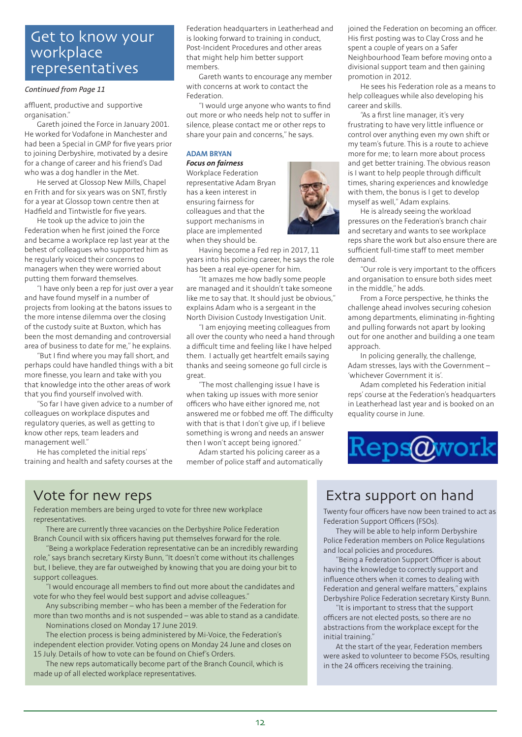# Get to know your workplace representatives

*Continued from Page 11*

affluent, productive and supportive organisation."

Gareth joined the Force in January 2001. He worked for Vodafone in Manchester and had been a Special in GMP for five years prior to joining Derbyshire, motivated by a desire for a change of career and his friend's Dad who was a dog handler in the Met.

He served at Glossop New Mills, Chapel en Frith and for six years was on SNT, firstly for a year at Glossop town centre then at Hadfield and Tintwistle for five years.

He took up the advice to join the Federation when he first joined the Force and became a workplace rep last year at the behest of colleagues who supported him as he regularly voiced their concerns to managers when they were worried about putting them forward themselves.

"I have only been a rep for just over a year and have found myself in a number of projects from looking at the batons issues to the more intense dilemma over the closing of the custody suite at Buxton, which has been the most demanding and controversial area of business to date for me," he explains.

"But I find where you may fall short, and perhaps could have handled things with a bit more finesse, you learn and take with you that knowledge into the other areas of work that you find yourself involved with.

"So far I have given advice to a number of colleagues on workplace disputes and regulatory queries, as well as getting to know other reps, team leaders and management well."

He has completed the initial reps' training and health and safety courses at the Federation headquarters in Leatherhead and is looking forward to training in conduct, Post-Incident Procedures and other areas that might help him better support members.

Gareth wants to encourage any member with concerns at work to contact the Federation.

"I would urge anyone who wants to find out more or who needs help not to suffer in silence, please contact me or other reps to share your pain and concerns," he says.

### ADAM BRYAN

***Focus on fairness***

Workplace Federation representative Adam Bryan has a keen interest in ensuring fairness for colleagues and that the support mechanisms in place are implemented when they should be.

Having become a Fed rep in 2017, 11 years into his policing career, he says the role has been a real eye-opener for him.

"It amazes me how badly some people are managed and it shouldn't take someone like me to say that. It should just be obvious," explains Adam who is a sergeant in the North Division Custody Investigation Unit.

"I am enjoying meeting colleagues from all over the county who need a hand through a difficult time and feeling like I have helped them. I actually get heartfelt emails saying thanks and seeing someone go full circle is great.

"The most challenging issue I have is when taking up issues with more senior officers who have either ignored me, not answered me or fobbed me off. The difficulty with that is that I don't give up, if I believe something is wrong and needs an answer then I won't accept being ignored."

Adam started his policing career as a member of police staff and automatically joined the Federation on becoming an officer. His first posting was to Clay Cross and he spent a couple of years on a Safer Neighbourhood Team before moving onto a divisional support team and then gaining promotion in 2012.

He sees his Federation role as a means to help colleagues while also developing his career and skills.

"As a first line manager, it's very frustrating to have very little influence or control over anything even my own shift or my team's future. This is a route to achieve more for me; to learn more about process and get better training. The obvious reason is I want to help people through difficult times, sharing experiences and knowledge with them, the bonus is I get to develop myself as well," Adam explains.

He is already seeing the workload pressures on the Federation's branch chair and secretary and wants to see workplace reps share the work but also ensure there are sufficient full-time staff to meet member demand.

"Our role is very important to the officers and organisation to ensure both sides meet in the middle," he adds.

From a Force perspective, he thinks the challenge ahead involves securing cohesion among departments, eliminating in-fighting and pulling forwards not apart by looking out for one another and building a one team approach.

In policing generally, the challenge, Adam stresses, lays with the Government – 'whichever Government it is'.

Adam completed his Federation initial reps' course at the Federation's headquarters in Leatherhead last year and is booked on an equality course in June.

Reps@work

## Vote for new reps

Federation members are being urged to vote for three new workplace representatives.

There are currently three vacancies on the Derbyshire Police Federation Branch Council with six officers having put themselves forward for the role.

"Being a workplace Federation representative can be an incredibly rewarding role," says branch secretary Kirsty Bunn, "It doesn't come without its challenges but, I believe, they are far outweighed by knowing that you are doing your bit to support colleagues.

"I would encourage all members to find out more about the candidates and vote for who they feel would best support and advise colleagues."

Any subscribing member – who has been a member of the Federation for more than two months and is not suspended – was able to stand as a candidate.

Nominations closed on Monday 17 June 2019.

The election process is being administered by Mi-Voice, the Federation's independent election provider. Voting opens on Monday 24 June and closes on 15 July. Details of how to vote can be found on Chief's Orders.

The new reps automatically become part of the Branch Council, which is made up of all elected workplace representatives.

## Extra support on hand

Twenty four officers have now been trained to act as Federation Support Officers (FSOs).

They will be able to help inform Derbyshire Police Federation members on Police Regulations and local policies and procedures.

"Being a Federation Support Officer is about having the knowledge to correctly support and influence others when it comes to dealing with Federation and general welfare matters," explains Derbyshire Police Federation secretary Kirsty Bunn.

"It is important to stress that the support officers are not elected posts, so there are no abstractions from the workplace except for the initial training."

At the start of the year, Federation members were asked to volunteer to become FSOs, resulting in the 24 officers receiving the training.